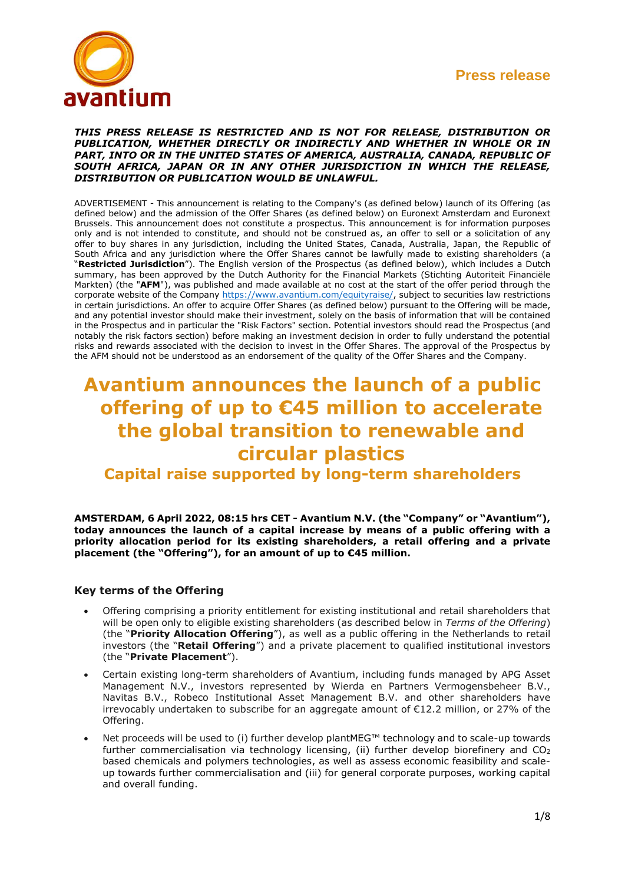**Press release**

***THIS PRESS RELEASE IS RESTRICTED AND IS NOT FOR RELEASE, DISTRIBUTION OR PUBLICATION, WHETHER DIRECTLY OR INDIRECTLY AND WHETHER IN WHOLE OR IN PART, INTO OR IN THE UNITED STATES OF AMERICA, AUSTRALIA, CANADA, REPUBLIC OF SOUTH AFRICA, JAPAN OR IN ANY OTHER JURISDICTION IN WHICH THE RELEASE, DISTRIBUTION OR PUBLICATION WOULD BE UNLAWFUL.***

ADVERTISEMENT - This announcement is relating to the Company's (as defined below) launch of its Offering (as defined below) and the admission of the Offer Shares (as defined below) on Euronext Amsterdam and Euronext Brussels. This announcement does not constitute a prospectus. This announcement is for information purposes only and is not intended to constitute, and should not be construed as, an offer to sell or a solicitation of any offer to buy shares in any jurisdiction, including the United States, Canada, Australia, Japan, the Republic of South Africa and any jurisdiction where the Offer Shares cannot be lawfully made to existing shareholders (a "**Restricted Jurisdiction**"). The English version of the Prospectus (as defined below), which includes a Dutch summary, has been approved by the Dutch Authority for the Financial Markets (Stichting Autoriteit Financiële Markten) (the "**AFM**"), was published and made available at no cost at the start of the offer period through the corporate website of the Company https://www.avantium.com/equityraise/, subject to securities law restrictions in certain jurisdictions. An offer to acquire Offer Shares (as defined below) pursuant to the Offering will be made, and any potential investor should make their investment, solely on the basis of information that will be contained in the Prospectus and in particular the "Risk Factors" section. Potential investors should read the Prospectus (and notably the risk factors section) before making an investment decision in order to fully understand the potential risks and rewards associated with the decision to invest in the Offer Shares. The approval of the Prospectus by the AFM should not be understood as an endorsement of the quality of the Offer Shares and the Company.

# Avantium announces the launch of a public offering of up to €45 million to accelerate the global transition to renewable and circular plastics

## Capital raise supported by long-term shareholders

**AMSTERDAM, 6 April 2022, 08:15 hrs CET - Avantium N.V. (the "Company" or "Avantium"), today announces the launch of a capital increase by means of a public offering with a priority allocation period for its existing shareholders, a retail offering and a private placement (the "Offering"), for an amount of up to €45 million.**

### Key terms of the Offering

- Offering comprising a priority entitlement for existing institutional and retail shareholders that will be open only to eligible existing shareholders (as described below in *Terms of the Offering*) (the "**Priority Allocation Offering**"), as well as a public offering in the Netherlands to retail investors (the "**Retail Offering**") and a private placement to qualified institutional investors (the "**Private Placement**").
- Certain existing long-term shareholders of Avantium, including funds managed by APG Asset Management N.V., investors represented by Wierda en Partners Vermogensbeheer B.V., Navitas B.V., Robeco Institutional Asset Management B.V. and other shareholders have irrevocably undertaken to subscribe for an aggregate amount of €12.2 million, or 27% of the Offering.
- Net proceeds will be used to (i) further develop plantMEG™ technology and to scale-up towards further commercialisation via technology licensing, (ii) further develop biorefinery and $CO_2$ based chemicals and polymers technologies, as well as assess economic feasibility and scale-up towards further commercialisation and (iii) for general corporate purposes, working capital and overall funding.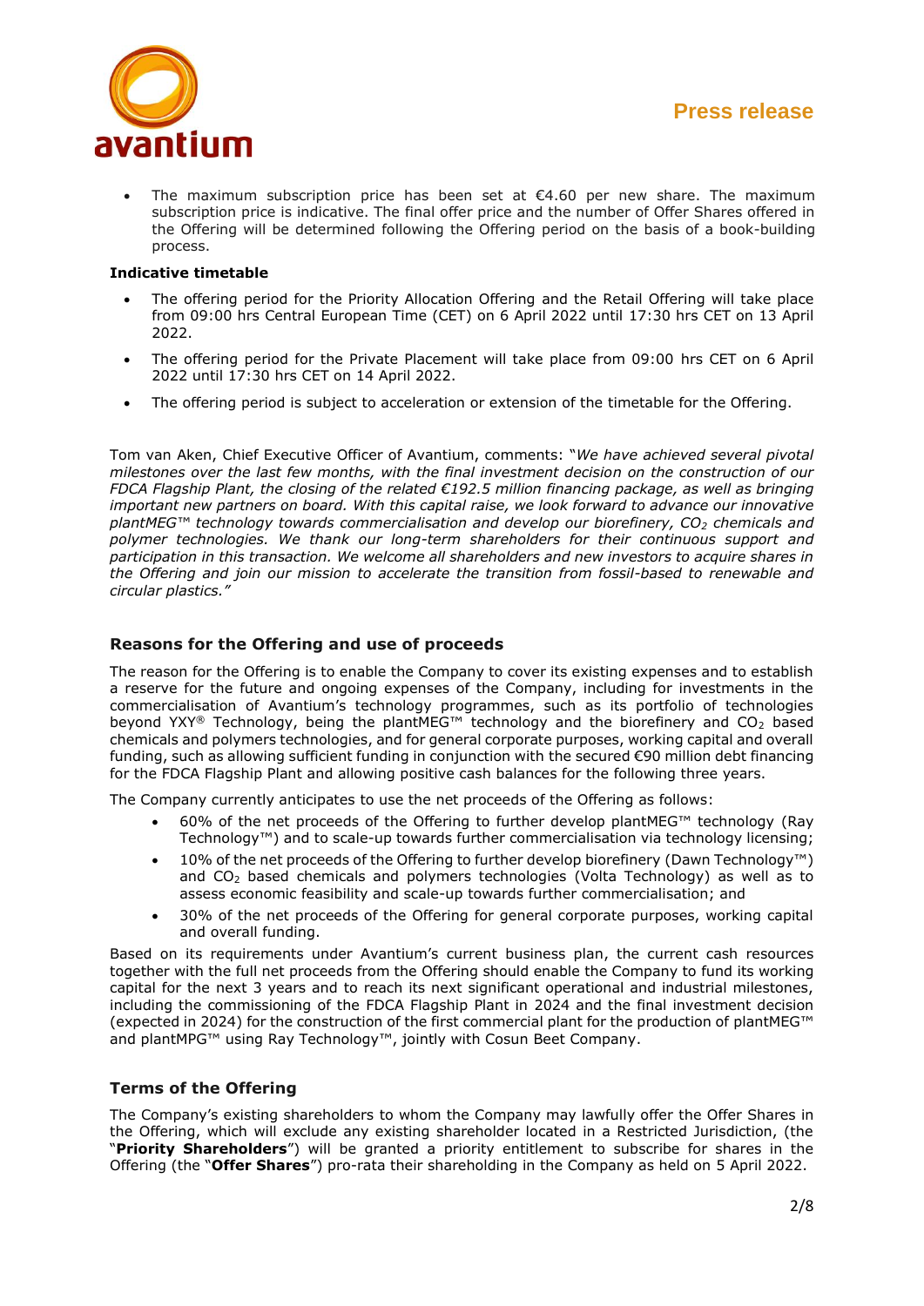- The maximum subscription price has been set at €4.60 per new share. The maximum subscription price is indicative. The final offer price and the number of Offer Shares offered in the Offering will be determined following the Offering period on the basis of a book-building process.

**Indicative timetable**

- The offering period for the Priority Allocation Offering and the Retail Offering will take place from 09:00 hrs Central European Time (CET) on 6 April 2022 until 17:30 hrs CET on 13 April 2022.
- The offering period for the Private Placement will take place from 09:00 hrs CET on 6 April 2022 until 17:30 hrs CET on 14 April 2022.
- The offering period is subject to acceleration or extension of the timetable for the Offering.

Tom van Aken, Chief Executive Officer of Avantium, comments: "*We have achieved several pivotal milestones over the last few months, with the final investment decision on the construction of our FDCA Flagship Plant, the closing of the related €192.5 million financing package, as well as bringing important new partners on board. With this capital raise, we look forward to advance our innovative plantMEG™ technology towards commercialisation and develop our biorefinery, $CO_2$ chemicals and polymer technologies. We thank our long-term shareholders for their continuous support and participation in this transaction. We welcome all shareholders and new investors to acquire shares in the Offering and join our mission to accelerate the transition from fossil-based to renewable and circular plastics.*"

## Reasons for the Offering and use of proceeds

The reason for the Offering is to enable the Company to cover its existing expenses and to establish a reserve for the future and ongoing expenses of the Company, including for investments in the commercialisation of Avantium's technology programmes, such as its portfolio of technologies beyond YXY® Technology, being the plantMEG™ technology and the biorefinery and $CO_2$ based chemicals and polymers technologies, and for general corporate purposes, working capital and overall funding, such as allowing sufficient funding in conjunction with the secured €90 million debt financing for the FDCA Flagship Plant and allowing positive cash balances for the following three years.

The Company currently anticipates to use the net proceeds of the Offering as follows:

- 60% of the net proceeds of the Offering to further develop plantMEG™ technology (Ray Technology™) and to scale-up towards further commercialisation via technology licensing;
- 10% of the net proceeds of the Offering to further develop biorefinery (Dawn Technology™) and $CO_2$ based chemicals and polymers technologies (Volta Technology) as well as to assess economic feasibility and scale-up towards further commercialisation; and
- 30% of the net proceeds of the Offering for general corporate purposes, working capital and overall funding.

Based on its requirements under Avantium's current business plan, the current cash resources together with the full net proceeds from the Offering should enable the Company to fund its working capital for the next 3 years and to reach its next significant operational and industrial milestones, including the commissioning of the FDCA Flagship Plant in 2024 and the final investment decision (expected in 2024) for the construction of the first commercial plant for the production of plantMEG™ and plantMPG™ using Ray Technology™, jointly with Cosun Beet Company.

## Terms of the Offering

The Company's existing shareholders to whom the Company may lawfully offer the Offer Shares in the Offering, which will exclude any existing shareholder located in a Restricted Jurisdiction, (the "**Priority Shareholders**") will be granted a priority entitlement to subscribe for shares in the Offering (the "**Offer Shares**") pro-rata their shareholding in the Company as held on 5 April 2022.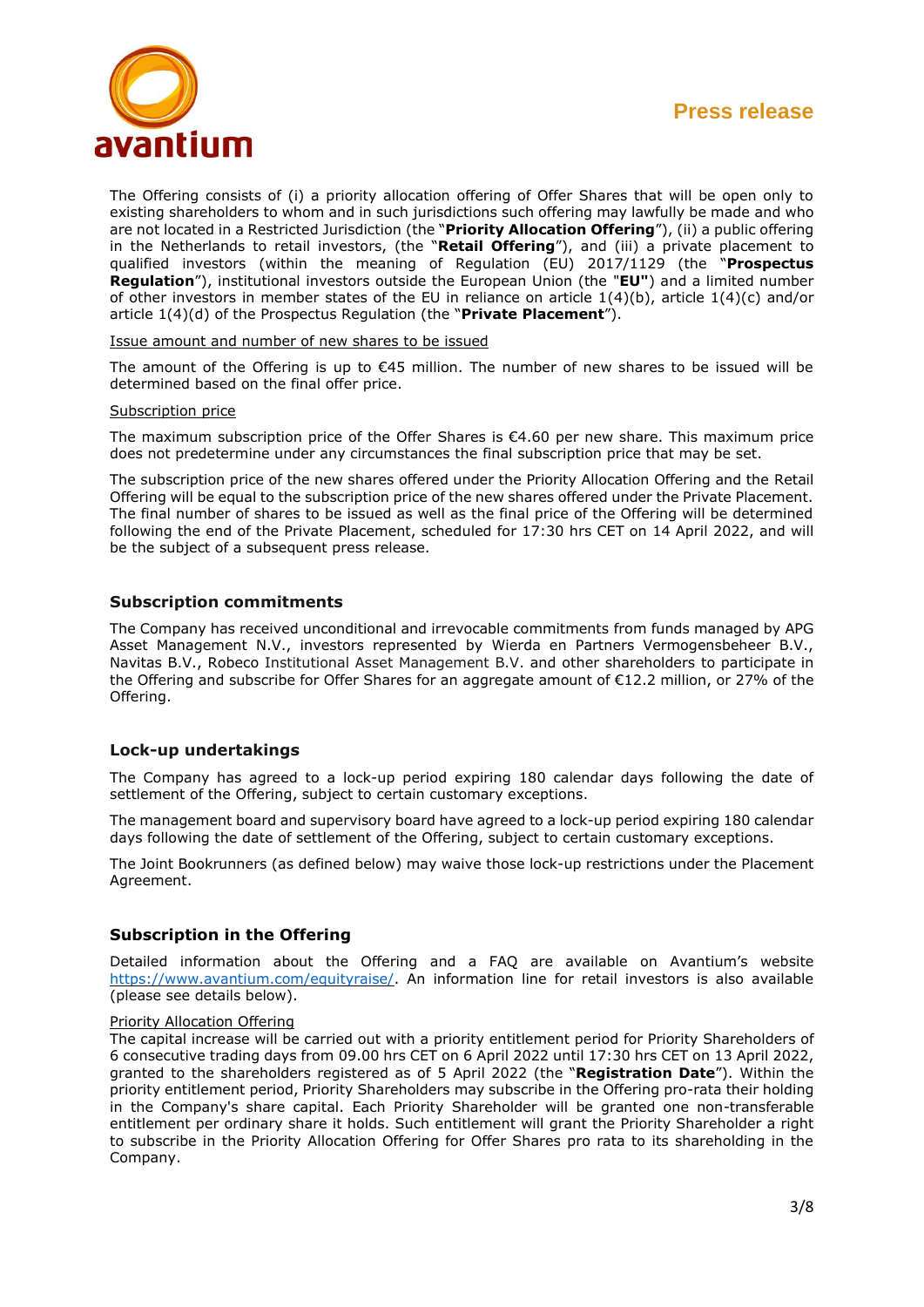The Offering consists of (i) a priority allocation offering of Offer Shares that will be open only to existing shareholders to whom and in such jurisdictions such offering may lawfully be made and who are not located in a Restricted Jurisdiction (the "**Priority Allocation Offering**"), (ii) a public offering in the Netherlands to retail investors, (the "**Retail Offering**"), and (iii) a private placement to qualified investors (within the meaning of Regulation (EU) 2017/1129 (the "**Prospectus Regulation**"), institutional investors outside the European Union (the "**EU"**) and a limited number of other investors in member states of the EU in reliance on article 1(4)(b), article 1(4)(c) and/or article 1(4)(d) of the Prospectus Regulation (the "**Private Placement**").

Issue amount and number of new shares to be issued

The amount of the Offering is up to €45 million. The number of new shares to be issued will be determined based on the final offer price.

Subscription price

The maximum subscription price of the Offer Shares is €4.60 per new share. This maximum price does not predetermine under any circumstances the final subscription price that may be set.

The subscription price of the new shares offered under the Priority Allocation Offering and the Retail Offering will be equal to the subscription price of the new shares offered under the Private Placement. The final number of shares to be issued as well as the final price of the Offering will be determined following the end of the Private Placement, scheduled for 17:30 hrs CET on 14 April 2022, and will be the subject of a subsequent press release.

## Subscription commitments

The Company has received unconditional and irrevocable commitments from funds managed by APG Asset Management N.V., investors represented by Wierda en Partners Vermogensbeheer B.V., Navitas B.V., Robeco Institutional Asset Management B.V. and other shareholders to participate in the Offering and subscribe for Offer Shares for an aggregate amount of €12.2 million, or 27% of the Offering.

## Lock-up undertakings

The Company has agreed to a lock-up period expiring 180 calendar days following the date of settlement of the Offering, subject to certain customary exceptions.

The management board and supervisory board have agreed to a lock-up period expiring 180 calendar days following the date of settlement of the Offering, subject to certain customary exceptions.

The Joint Bookrunners (as defined below) may waive those lock-up restrictions under the Placement Agreement.

## Subscription in the Offering

Detailed information about the Offering and a FAQ are available on Avantium's website https://www.avantium.com/equityraise/. An information line for retail investors is also available (please see details below).

Priority Allocation Offering

The capital increase will be carried out with a priority entitlement period for Priority Shareholders of 6 consecutive trading days from 09.00 hrs CET on 6 April 2022 until 17:30 hrs CET on 13 April 2022, granted to the shareholders registered as of 5 April 2022 (the "**Registration Date**"). Within the priority entitlement period, Priority Shareholders may subscribe in the Offering pro-rata their holding in the Company's share capital. Each Priority Shareholder will be granted one non-transferable entitlement per ordinary share it holds. Such entitlement will grant the Priority Shareholder a right to subscribe in the Priority Allocation Offering for Offer Shares pro rata to its shareholding in the Company.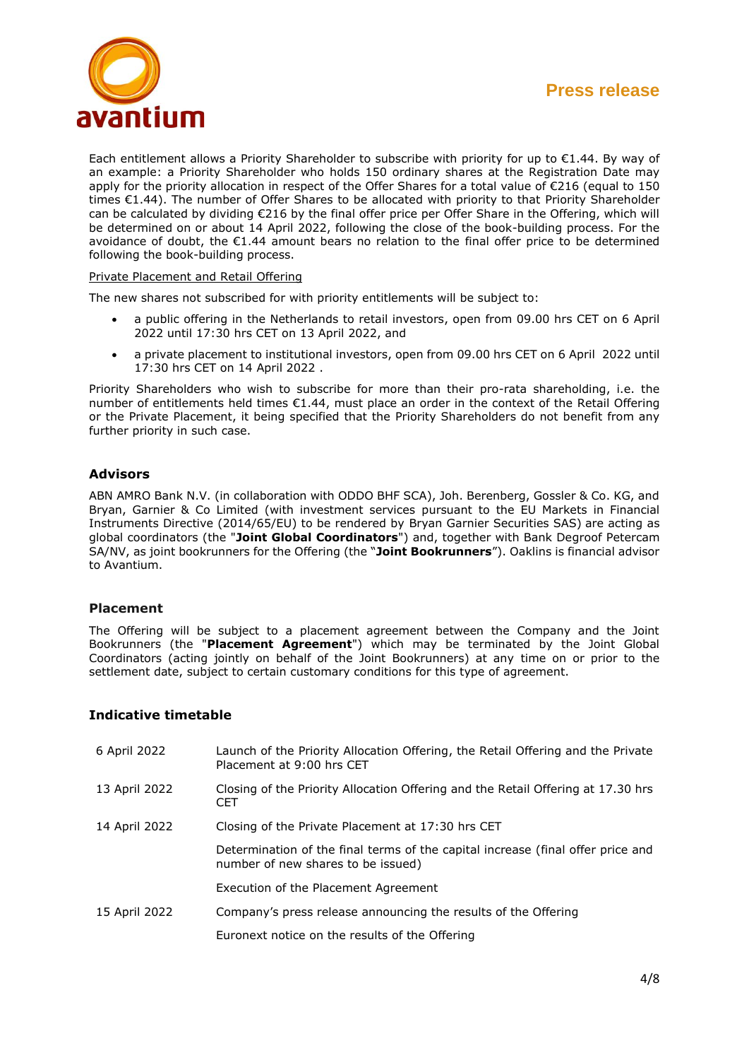Each entitlement allows a Priority Shareholder to subscribe with priority for up to €1.44. By way of an example: a Priority Shareholder who holds 150 ordinary shares at the Registration Date may apply for the priority allocation in respect of the Offer Shares for a total value of €216 (equal to 150 times €1.44). The number of Offer Shares to be allocated with priority to that Priority Shareholder can be calculated by dividing €216 by the final offer price per Offer Share in the Offering, which will be determined on or about 14 April 2022, following the close of the book-building process. For the avoidance of doubt, the €1.44 amount bears no relation to the final offer price to be determined following the book-building process.

<u>Private Placement and Retail Offering</u>

The new shares not subscribed for with priority entitlements will be subject to:

- a public offering in the Netherlands to retail investors, open from 09.00 hrs CET on 6 April 2022 until 17:30 hrs CET on 13 April 2022, and
- a private placement to institutional investors, open from 09.00 hrs CET on 6 April 2022 until 17:30 hrs CET on 14 April 2022 .

Priority Shareholders who wish to subscribe for more than their pro-rata shareholding, i.e. the number of entitlements held times €1.44, must place an order in the context of the Retail Offering or the Private Placement, it being specified that the Priority Shareholders do not benefit from any further priority in such case.

## Advisors

ABN AMRO Bank N.V. (in collaboration with ODDO BHF SCA), Joh. Berenberg, Gossler & Co. KG, and Bryan, Garnier & Co Limited (with investment services pursuant to the EU Markets in Financial Instruments Directive (2014/65/EU) to be rendered by Bryan Garnier Securities SAS) are acting as global coordinators (the "**Joint Global Coordinators**") and, together with Bank Degroof Petercam SA/NV, as joint bookrunners for the Offering (the "**Joint Bookrunners**"). Oaklins is financial advisor to Avantium.

## Placement

The Offering will be subject to a placement agreement between the Company and the Joint Bookrunners (the "**Placement Agreement**") which may be terminated by the Joint Global Coordinators (acting jointly on behalf of the Joint Bookrunners) at any time on or prior to the settlement date, subject to certain customary conditions for this type of agreement.

## Indicative timetable

| | |
|---|---|
| 6 April 2022 | Launch of the Priority Allocation Offering, the Retail Offering and the Private Placement at 9:00 hrs CET |
| 13 April 2022 | Closing of the Priority Allocation Offering and the Retail Offering at 17.30 hrs CET |
| 14 April 2022 | Closing of the Private Placement at 17:30 hrs CET |
| | Determination of the final terms of the capital increase (final offer price and number of new shares to be issued) |
| | Execution of the Placement Agreement |
| 15 April 2022 | Company's press release announcing the results of the Offering |
| | Euronext notice on the results of the Offering |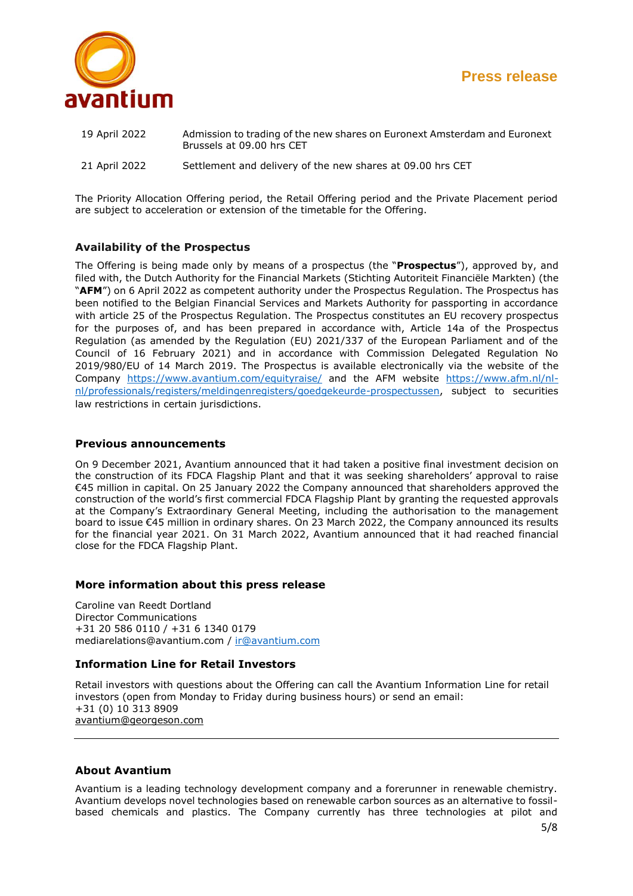| | |
|---|---|
| 19 April 2022 | Admission to trading of the new shares on Euronext Amsterdam and Euronext Brussels at 09.00 hrs CET |
| 21 April 2022 | Settlement and delivery of the new shares at 09.00 hrs CET |

The Priority Allocation Offering period, the Retail Offering period and the Private Placement period are subject to acceleration or extension of the timetable for the Offering.

## Availability of the Prospectus

The Offering is being made only by means of a prospectus (the "**Prospectus**"), approved by, and filed with, the Dutch Authority for the Financial Markets (Stichting Autoriteit Financiële Markten) (the "**AFM**") on 6 April 2022 as competent authority under the Prospectus Regulation. The Prospectus has been notified to the Belgian Financial Services and Markets Authority for passporting in accordance with article 25 of the Prospectus Regulation. The Prospectus constitutes an EU recovery prospectus for the purposes of, and has been prepared in accordance with, Article 14a of the Prospectus Regulation (as amended by the Regulation (EU) 2021/337 of the European Parliament and of the Council of 16 February 2021) and in accordance with Commission Delegated Regulation No 2019/980/EU of 14 March 2019. The Prospectus is available electronically via the website of the Company https://www.avantium.com/equityraise/ and the AFM website https://www.afm.nl/nl-nl/professionals/registers/meldingenregisters/goedgekeurde-prospectussen, subject to securities law restrictions in certain jurisdictions.

## Previous announcements

On 9 December 2021, Avantium announced that it had taken a positive final investment decision on the construction of its FDCA Flagship Plant and that it was seeking shareholders' approval to raise €45 million in capital. On 25 January 2022 the Company announced that shareholders approved the construction of the world's first commercial FDCA Flagship Plant by granting the requested approvals at the Company's Extraordinary General Meeting, including the authorisation to the management board to issue €45 million in ordinary shares. On 23 March 2022, the Company announced its results for the financial year 2021. On 31 March 2022, Avantium announced that it had reached financial close for the FDCA Flagship Plant.

## More information about this press release

Caroline van Reedt Dortland
Director Communications
+31 20 586 0110 / +31 6 1340 0179
mediarelations@avantium.com / ir@avantium.com

## Information Line for Retail Investors

Retail investors with questions about the Offering can call the Avantium Information Line for retail investors (open from Monday to Friday during business hours) or send an email:
+31 (0) 10 313 8909
avantium@georgeson.com

---

## About Avantium

Avantium is a leading technology development company and a forerunner in renewable chemistry. Avantium develops novel technologies based on renewable carbon sources as an alternative to fossil-based chemicals and plastics. The Company currently has three technologies at pilot and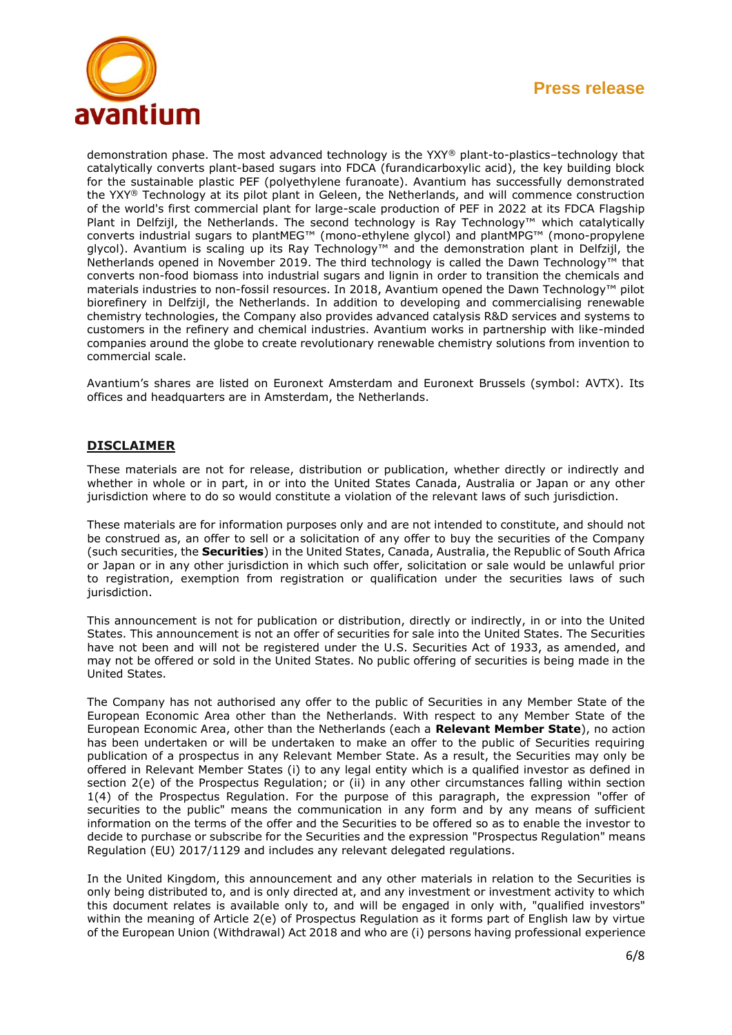demonstration phase. The most advanced technology is the YXY® plant-to-plastics–technology that catalytically converts plant-based sugars into FDCA (furandicarboxylic acid), the key building block for the sustainable plastic PEF (polyethylene furanoate). Avantium has successfully demonstrated the YXY® Technology at its pilot plant in Geleen, the Netherlands, and will commence construction of the world's first commercial plant for large-scale production of PEF in 2022 at its FDCA Flagship Plant in Delfzijl, the Netherlands. The second technology is Ray Technology™ which catalytically converts industrial sugars to plantMEG™ (mono-ethylene glycol) and plantMPG™ (mono-propylene glycol). Avantium is scaling up its Ray Technology™ and the demonstration plant in Delfzijl, the Netherlands opened in November 2019. The third technology is called the Dawn Technology™ that converts non-food biomass into industrial sugars and lignin in order to transition the chemicals and materials industries to non-fossil resources. In 2018, Avantium opened the Dawn Technology™ pilot biorefinery in Delfzijl, the Netherlands. In addition to developing and commercialising renewable chemistry technologies, the Company also provides advanced catalysis R&D services and systems to customers in the refinery and chemical industries. Avantium works in partnership with like-minded companies around the globe to create revolutionary renewable chemistry solutions from invention to commercial scale.

Avantium's shares are listed on Euronext Amsterdam and Euronext Brussels (symbol: AVTX). Its offices and headquarters are in Amsterdam, the Netherlands.

## DISCLAIMER

These materials are not for release, distribution or publication, whether directly or indirectly and whether in whole or in part, in or into the United States Canada, Australia or Japan or any other jurisdiction where to do so would constitute a violation of the relevant laws of such jurisdiction.

These materials are for information purposes only and are not intended to constitute, and should not be construed as, an offer to sell or a solicitation of any offer to buy the securities of the Company (such securities, the **Securities**) in the United States, Canada, Australia, the Republic of South Africa or Japan or in any other jurisdiction in which such offer, solicitation or sale would be unlawful prior to registration, exemption from registration or qualification under the securities laws of such jurisdiction.

This announcement is not for publication or distribution, directly or indirectly, in or into the United States. This announcement is not an offer of securities for sale into the United States. The Securities have not been and will not be registered under the U.S. Securities Act of 1933, as amended, and may not be offered or sold in the United States. No public offering of securities is being made in the United States.

The Company has not authorised any offer to the public of Securities in any Member State of the European Economic Area other than the Netherlands. With respect to any Member State of the European Economic Area, other than the Netherlands (each a **Relevant Member State**), no action has been undertaken or will be undertaken to make an offer to the public of Securities requiring publication of a prospectus in any Relevant Member State. As a result, the Securities may only be offered in Relevant Member States (i) to any legal entity which is a qualified investor as defined in section 2(e) of the Prospectus Regulation; or (ii) in any other circumstances falling within section 1(4) of the Prospectus Regulation. For the purpose of this paragraph, the expression "offer of securities to the public" means the communication in any form and by any means of sufficient information on the terms of the offer and the Securities to be offered so as to enable the investor to decide to purchase or subscribe for the Securities and the expression "Prospectus Regulation" means Regulation (EU) 2017/1129 and includes any relevant delegated regulations.

In the United Kingdom, this announcement and any other materials in relation to the Securities is only being distributed to, and is only directed at, and any investment or investment activity to which this document relates is available only to, and will be engaged in only with, "qualified investors" within the meaning of Article 2(e) of Prospectus Regulation as it forms part of English law by virtue of the European Union (Withdrawal) Act 2018 and who are (i) persons having professional experience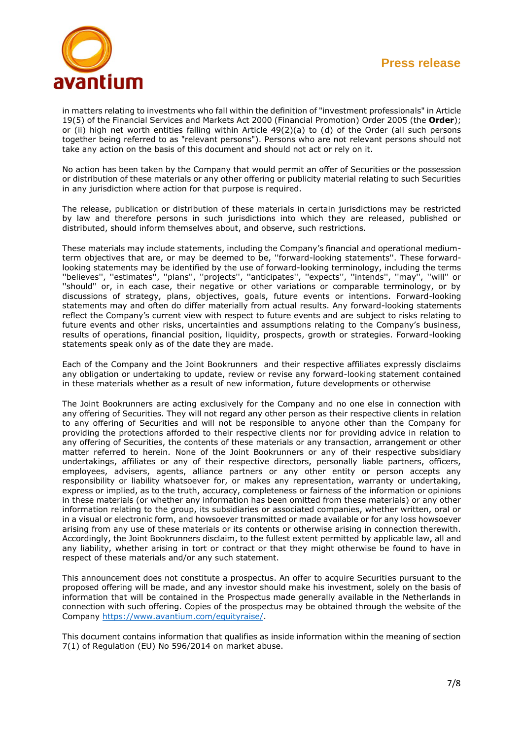in matters relating to investments who fall within the definition of "investment professionals" in Article 19(5) of the Financial Services and Markets Act 2000 (Financial Promotion) Order 2005 (the **Order**); or (ii) high net worth entities falling within Article 49(2)(a) to (d) of the Order (all such persons together being referred to as "relevant persons"). Persons who are not relevant persons should not take any action on the basis of this document and should not act or rely on it.

No action has been taken by the Company that would permit an offer of Securities or the possession or distribution of these materials or any other offering or publicity material relating to such Securities in any jurisdiction where action for that purpose is required.

The release, publication or distribution of these materials in certain jurisdictions may be restricted by law and therefore persons in such jurisdictions into which they are released, published or distributed, should inform themselves about, and observe, such restrictions.

These materials may include statements, including the Company's financial and operational medium-term objectives that are, or may be deemed to be, ''forward-looking statements''. These forward-looking statements may be identified by the use of forward-looking terminology, including the terms ''believes'', ''estimates'', ''plans'', ''projects'', ''anticipates'', ''expects'', ''intends'', ''may'', ''will'' or ''should'' or, in each case, their negative or other variations or comparable terminology, or by discussions of strategy, plans, objectives, goals, future events or intentions. Forward-looking statements may and often do differ materially from actual results. Any forward-looking statements reflect the Company's current view with respect to future events and are subject to risks relating to future events and other risks, uncertainties and assumptions relating to the Company's business, results of operations, financial position, liquidity, prospects, growth or strategies. Forward-looking statements speak only as of the date they are made.

Each of the Company and the Joint Bookrunners and their respective affiliates expressly disclaims any obligation or undertaking to update, review or revise any forward-looking statement contained in these materials whether as a result of new information, future developments or otherwise

The Joint Bookrunners are acting exclusively for the Company and no one else in connection with any offering of Securities. They will not regard any other person as their respective clients in relation to any offering of Securities and will not be responsible to anyone other than the Company for providing the protections afforded to their respective clients nor for providing advice in relation to any offering of Securities, the contents of these materials or any transaction, arrangement or other matter referred to herein. None of the Joint Bookrunners or any of their respective subsidiary undertakings, affiliates or any of their respective directors, personally liable partners, officers, employees, advisers, agents, alliance partners or any other entity or person accepts any responsibility or liability whatsoever for, or makes any representation, warranty or undertaking, express or implied, as to the truth, accuracy, completeness or fairness of the information or opinions in these materials (or whether any information has been omitted from these materials) or any other information relating to the group, its subsidiaries or associated companies, whether written, oral or in a visual or electronic form, and howsoever transmitted or made available or for any loss howsoever arising from any use of these materials or its contents or otherwise arising in connection therewith. Accordingly, the Joint Bookrunners disclaim, to the fullest extent permitted by applicable law, all and any liability, whether arising in tort or contract or that they might otherwise be found to have in respect of these materials and/or any such statement.

This announcement does not constitute a prospectus. An offer to acquire Securities pursuant to the proposed offering will be made, and any investor should make his investment, solely on the basis of information that will be contained in the Prospectus made generally available in the Netherlands in connection with such offering. Copies of the prospectus may be obtained through the website of the Company https://www.avantium.com/equityraise/.

This document contains information that qualifies as inside information within the meaning of section 7(1) of Regulation (EU) No 596/2014 on market abuse.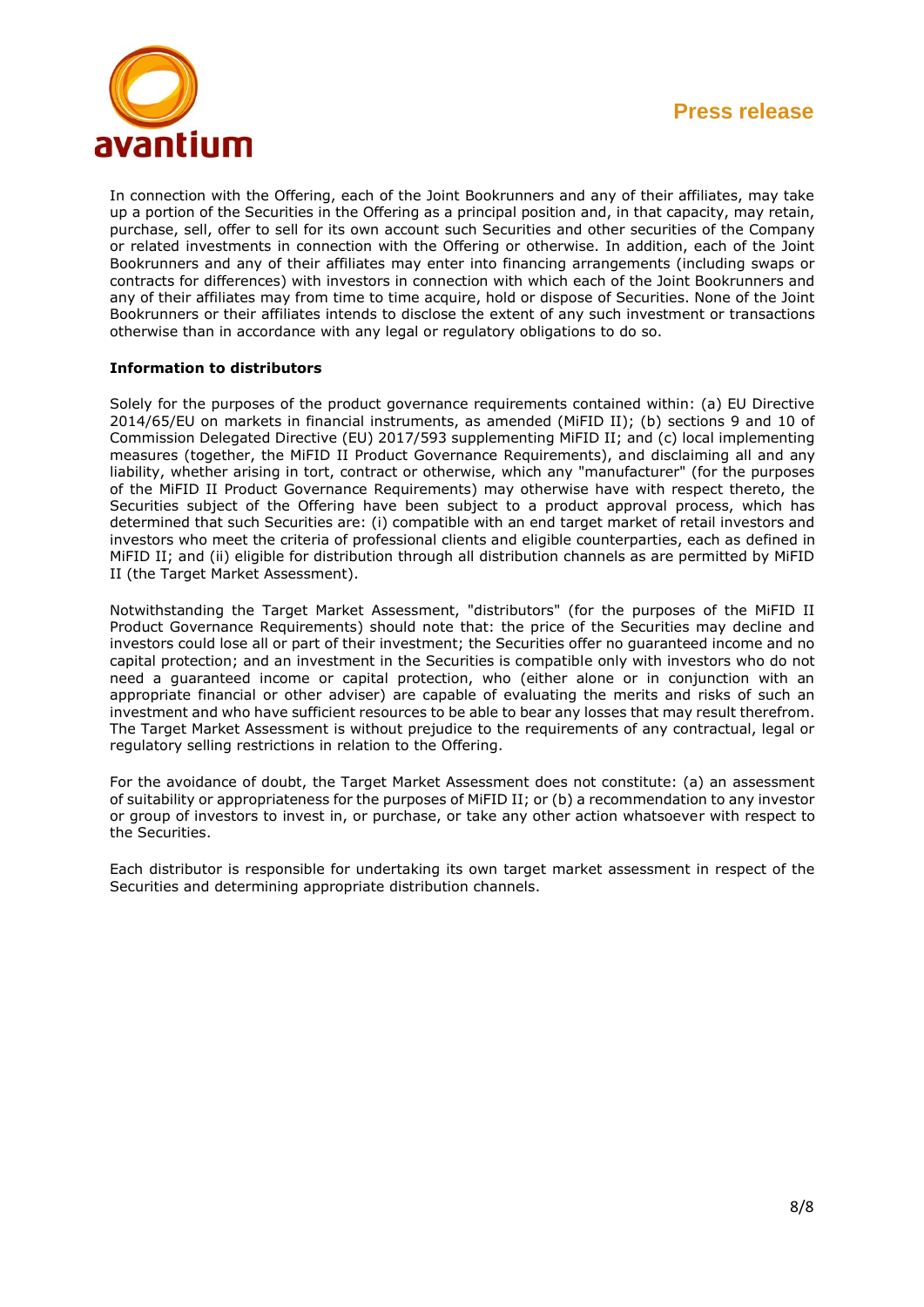In connection with the Offering, each of the Joint Bookrunners and any of their affiliates, may take up a portion of the Securities in the Offering as a principal position and, in that capacity, may retain, purchase, sell, offer to sell for its own account such Securities and other securities of the Company or related investments in connection with the Offering or otherwise. In addition, each of the Joint Bookrunners and any of their affiliates may enter into financing arrangements (including swaps or contracts for differences) with investors in connection with which each of the Joint Bookrunners and any of their affiliates may from time to time acquire, hold or dispose of Securities. None of the Joint Bookrunners or their affiliates intends to disclose the extent of any such investment or transactions otherwise than in accordance with any legal or regulatory obligations to do so.

**Information to distributors**

Solely for the purposes of the product governance requirements contained within: (a) EU Directive 2014/65/EU on markets in financial instruments, as amended (MiFID II); (b) sections 9 and 10 of Commission Delegated Directive (EU) 2017/593 supplementing MiFID II; and (c) local implementing measures (together, the MiFID II Product Governance Requirements), and disclaiming all and any liability, whether arising in tort, contract or otherwise, which any "manufacturer" (for the purposes of the MiFID II Product Governance Requirements) may otherwise have with respect thereto, the Securities subject of the Offering have been subject to a product approval process, which has determined that such Securities are: (i) compatible with an end target market of retail investors and investors who meet the criteria of professional clients and eligible counterparties, each as defined in MiFID II; and (ii) eligible for distribution through all distribution channels as are permitted by MiFID II (the Target Market Assessment).

Notwithstanding the Target Market Assessment, "distributors" (for the purposes of the MiFID II Product Governance Requirements) should note that: the price of the Securities may decline and investors could lose all or part of their investment; the Securities offer no guaranteed income and no capital protection; and an investment in the Securities is compatible only with investors who do not need a guaranteed income or capital protection, who (either alone or in conjunction with an appropriate financial or other adviser) are capable of evaluating the merits and risks of such an investment and who have sufficient resources to be able to bear any losses that may result therefrom. The Target Market Assessment is without prejudice to the requirements of any contractual, legal or regulatory selling restrictions in relation to the Offering.

For the avoidance of doubt, the Target Market Assessment does not constitute: (a) an assessment of suitability or appropriateness for the purposes of MiFID II; or (b) a recommendation to any investor or group of investors to invest in, or purchase, or take any other action whatsoever with respect to the Securities.

Each distributor is responsible for undertaking its own target market assessment in respect of the Securities and determining appropriate distribution channels.